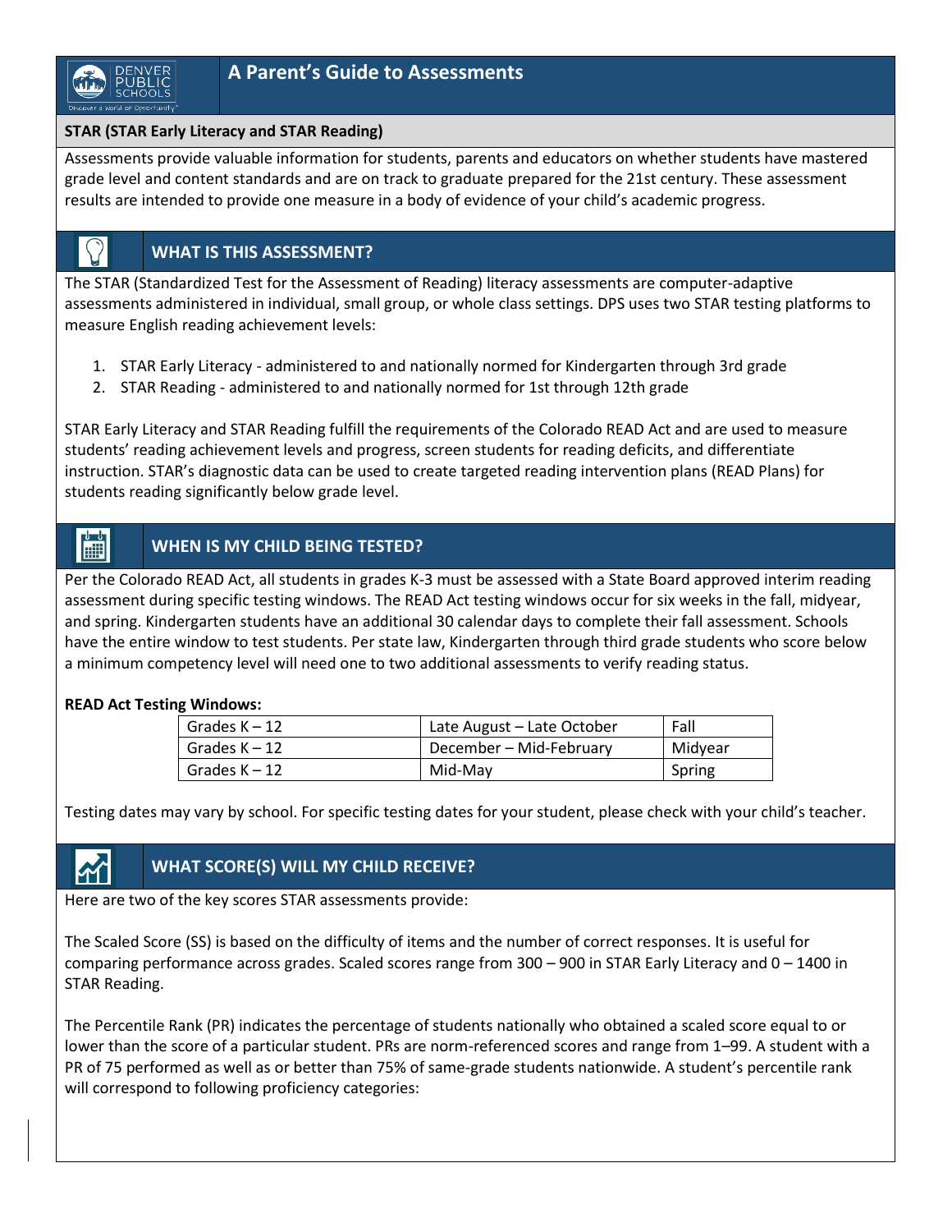# A Parent's Guide to Assessments

**STAR (STAR Early Literacy and STAR Reading)**

Assessments provide valuable information for students, parents and educators on whether students have mastered grade level and content standards and are on track to graduate prepared for the 21st century. These assessment results are intended to provide one measure in a body of evidence of your child's academic progress.

## WHAT IS THIS ASSESSMENT?

The STAR (Standardized Test for the Assessment of Reading) literacy assessments are computer-adaptive assessments administered in individual, small group, or whole class settings. DPS uses two STAR testing platforms to measure English reading achievement levels:

1. STAR Early Literacy - administered to and nationally normed for Kindergarten through 3rd grade
2. STAR Reading - administered to and nationally normed for 1st through 12th grade

STAR Early Literacy and STAR Reading fulfill the requirements of the Colorado READ Act and are used to measure students' reading achievement levels and progress, screen students for reading deficits, and differentiate instruction. STAR's diagnostic data can be used to create targeted reading intervention plans (READ Plans) for students reading significantly below grade level.

## WHEN IS MY CHILD BEING TESTED?

Per the Colorado READ Act, all students in grades K-3 must be assessed with a State Board approved interim reading assessment during specific testing windows. The READ Act testing windows occur for six weeks in the fall, midyear, and spring. Kindergarten students have an additional 30 calendar days to complete their fall assessment. Schools have the entire window to test students. Per state law, Kindergarten through third grade students who score below a minimum competency level will need one to two additional assessments to verify reading status.

**READ Act Testing Windows:**

| Grades | Window | Season |
|---|---|---|
| Grades K – 12 | Late August – Late October | Fall |
| Grades K – 12 | December – Mid-February | Midyear |
| Grades K – 12 | Mid-May | Spring |

Testing dates may vary by school. For specific testing dates for your student, please check with your child's teacher.

## WHAT SCORE(S) WILL MY CHILD RECEIVE?

Here are two of the key scores STAR assessments provide:

The Scaled Score (SS) is based on the difficulty of items and the number of correct responses. It is useful for comparing performance across grades. Scaled scores range from 300 – 900 in STAR Early Literacy and 0 – 1400 in STAR Reading.

The Percentile Rank (PR) indicates the percentage of students nationally who obtained a scaled score equal to or lower than the score of a particular student. PRs are norm-referenced scores and range from 1–99. A student with a PR of 75 performed as well as or better than 75% of same-grade students nationwide. A student's percentile rank will correspond to following proficiency categories: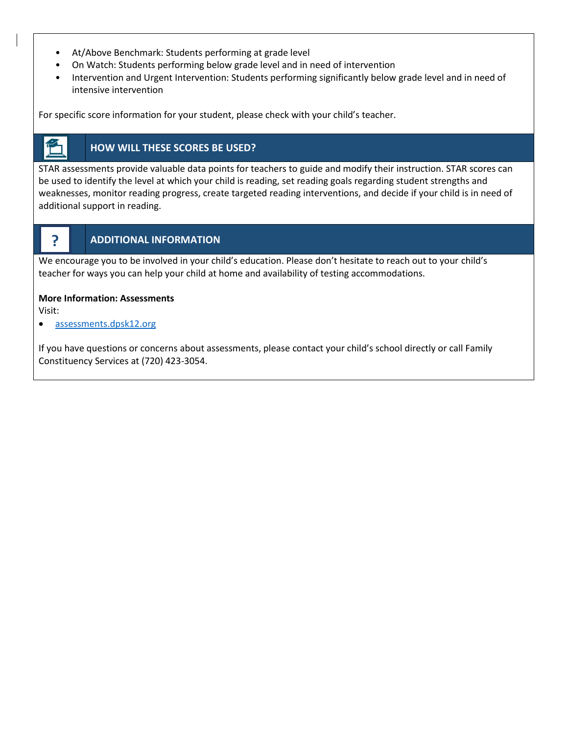- At/Above Benchmark: Students performing at grade level
- On Watch: Students performing below grade level and in need of intervention
- Intervention and Urgent Intervention: Students performing significantly below grade level and in need of intensive intervention

For specific score information for your student, please check with your child's teacher.

## HOW WILL THESE SCORES BE USED?

STAR assessments provide valuable data points for teachers to guide and modify their instruction. STAR scores can be used to identify the level at which your child is reading, set reading goals regarding student strengths and weaknesses, monitor reading progress, create targeted reading interventions, and decide if your child is in need of additional support in reading.

## ADDITIONAL INFORMATION

We encourage you to be involved in your child's education. Please don't hesitate to reach out to your child's teacher for ways you can help your child at home and availability of testing accommodations.

**More Information: Assessments**

Visit:

- [assessments.dpsk12.org](assessments.dpsk12.org)

If you have questions or concerns about assessments, please contact your child's school directly or call Family Constituency Services at (720) 423-3054.